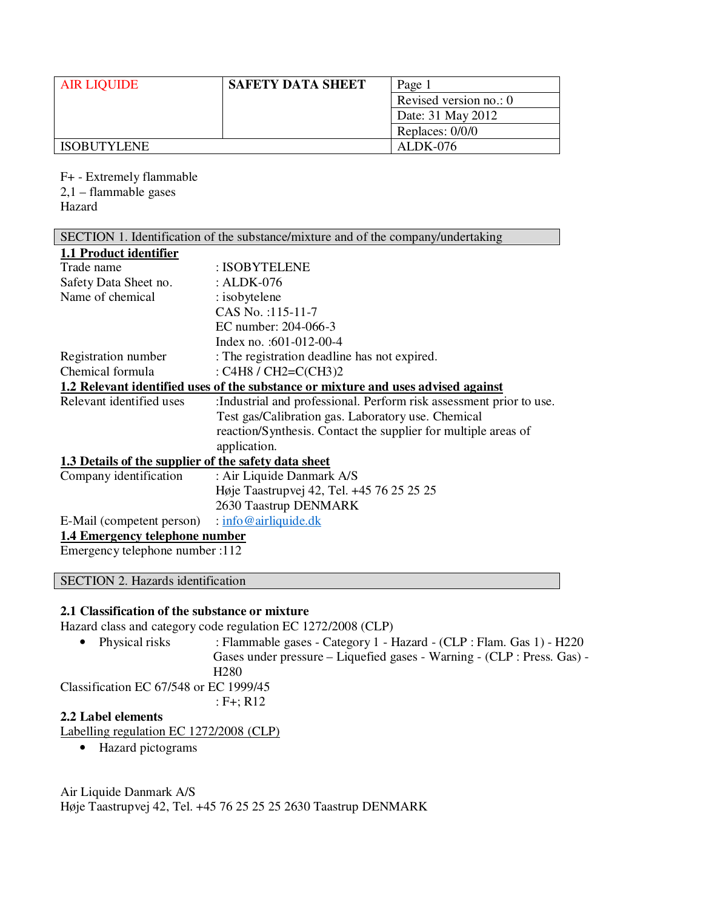| AIR LIQUIDE | SAFETY DATA SHEET | Page 1 |
|---|---|---|
| | | Revised version no.: 0 |
| | | Date: 31 May 2012 |
| | | Replaces: 0/0/0 |
| ISOBUTYLENE | | ALDK-076 |

F+ - Extremely flammable
2,1 – flammable gases
Hazard

## SECTION 1. Identification of the substance/mixture and of the company/undertaking

**1.1 Product identifier**

Trade name : ISOBYTELENE
Safety Data Sheet no. : ALDK-076
Name of chemical : isobytelene
CAS No. :115-11-7
EC number: 204-066-3
Index no. :601-012-00-4
Registration number : The registration deadline has not expired.
Chemical formula : C4H8 / CH2=C(CH3)2

**1.2 Relevant identified uses of the substance or mixture and uses advised against**

Relevant identified uses :Industrial and professional. Perform risk assessment prior to use. Test gas/Calibration gas. Laboratory use. Chemical reaction/Synthesis. Contact the supplier for multiple areas of application.

**1.3 Details of the supplier of the safety data sheet**

Company identification : Air Liquide Danmark A/S
Høje Taastrupvej 42, Tel. +45 76 25 25 25
2630 Taastrup DENMARK
E-Mail (competent person) : info@airliquide.dk

**1.4 Emergency telephone number**

Emergency telephone number :112

## SECTION 2. Hazards identification

### 2.1 Classification of the substance or mixture

Hazard class and category code regulation EC 1272/2008 (CLP)

- Physical risks : Flammable gases - Category 1 - Hazard - (CLP : Flam. Gas 1) - H220
  Gases under pressure – Liquefied gases - Warning - (CLP : Press. Gas) - H280

Classification EC 67/548 or EC 1999/45
: F+; R12

### 2.2 Label elements

Labelling regulation EC 1272/2008 (CLP)

- Hazard pictograms

Air Liquide Danmark A/S
Høje Taastrupvej 42, Tel. +45 76 25 25 25 2630 Taastrup DENMARK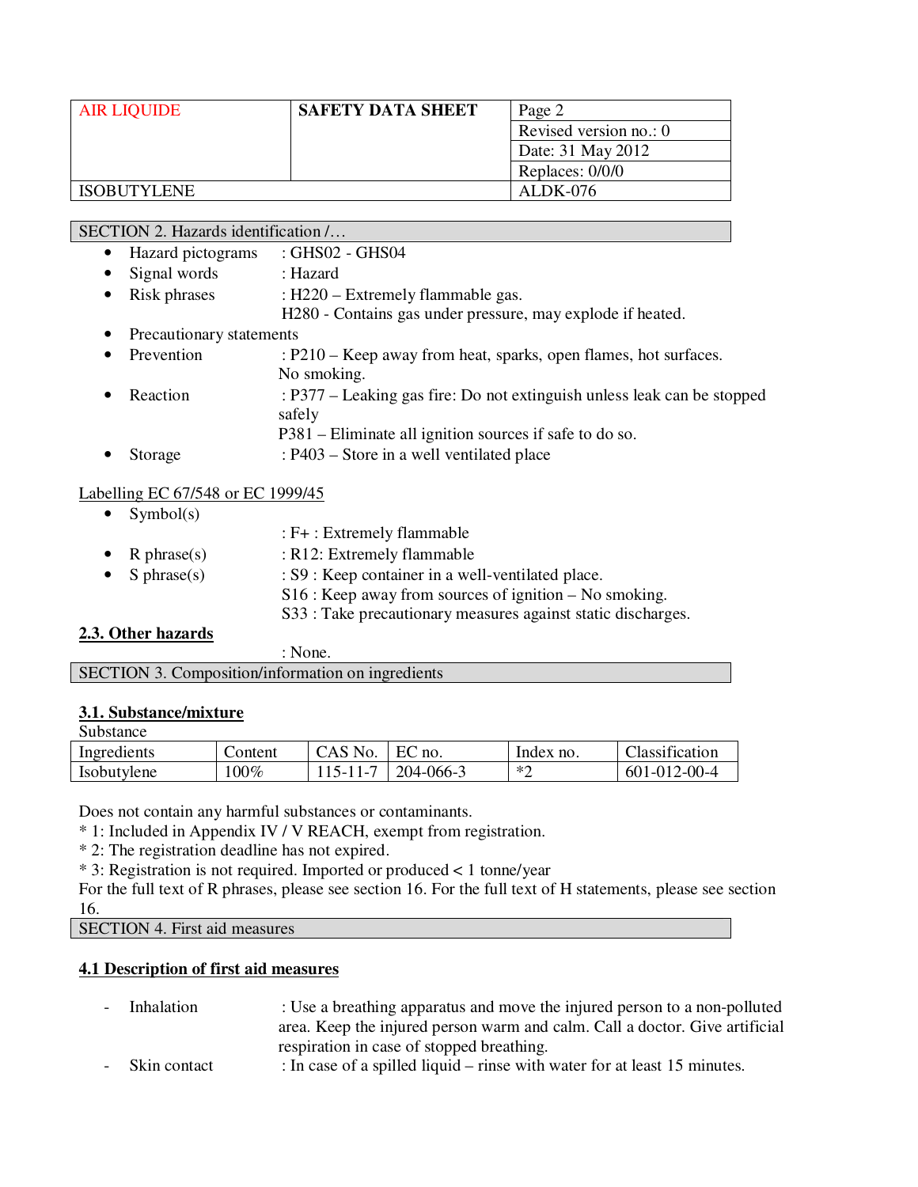SECTION 2. Hazards identification /…

- Hazard pictograms : GHS02 - GHS04
- Signal words : Hazard
- Risk phrases : H220 – Extremely flammable gas.
  H280 - Contains gas under pressure, may explode if heated.
- Precautionary statements
- Prevention : P210 – Keep away from heat, sparks, open flames, hot surfaces. No smoking.
- Reaction : P377 – Leaking gas fire: Do not extinguish unless leak can be stopped safely
  P381 – Eliminate all ignition sources if safe to do so.
- Storage : P403 – Store in a well ventilated place

Labelling EC 67/548 or EC 1999/45

- Symbol(s)
  : F+ : Extremely flammable
- R phrase(s) : R12: Extremely flammable
- S phrase(s) : S9 : Keep container in a well-ventilated place.
  S16 : Keep away from sources of ignition – No smoking.
  S33 : Take precautionary measures against static discharges.

## 2.3. Other hazards

: None.

SECTION 3. Composition/information on ingredients

## 3.1. Substance/mixture

Substance

| Ingredients | Content | CAS No. | EC no. | Index no. | Classification |
|---|---|---|---|---|---|
| Isobutylene | 100% | 115-11-7 | 204-066-3 | *2 | 601-012-00-4 |

Does not contain any harmful substances or contaminants.
* 1: Included in Appendix IV / V REACH, exempt from registration.
* 2: The registration deadline has not expired.
* 3: Registration is not required. Imported or produced < 1 tonne/year
For the full text of R phrases, please see section 16. For the full text of H statements, please see section 16.

SECTION 4. First aid measures

## 4.1 Description of first aid measures

- Inhalation : Use a breathing apparatus and move the injured person to a non-polluted area. Keep the injured person warm and calm. Call a doctor. Give artificial respiration in case of stopped breathing.
- Skin contact : In case of a spilled liquid – rinse with water for at least 15 minutes.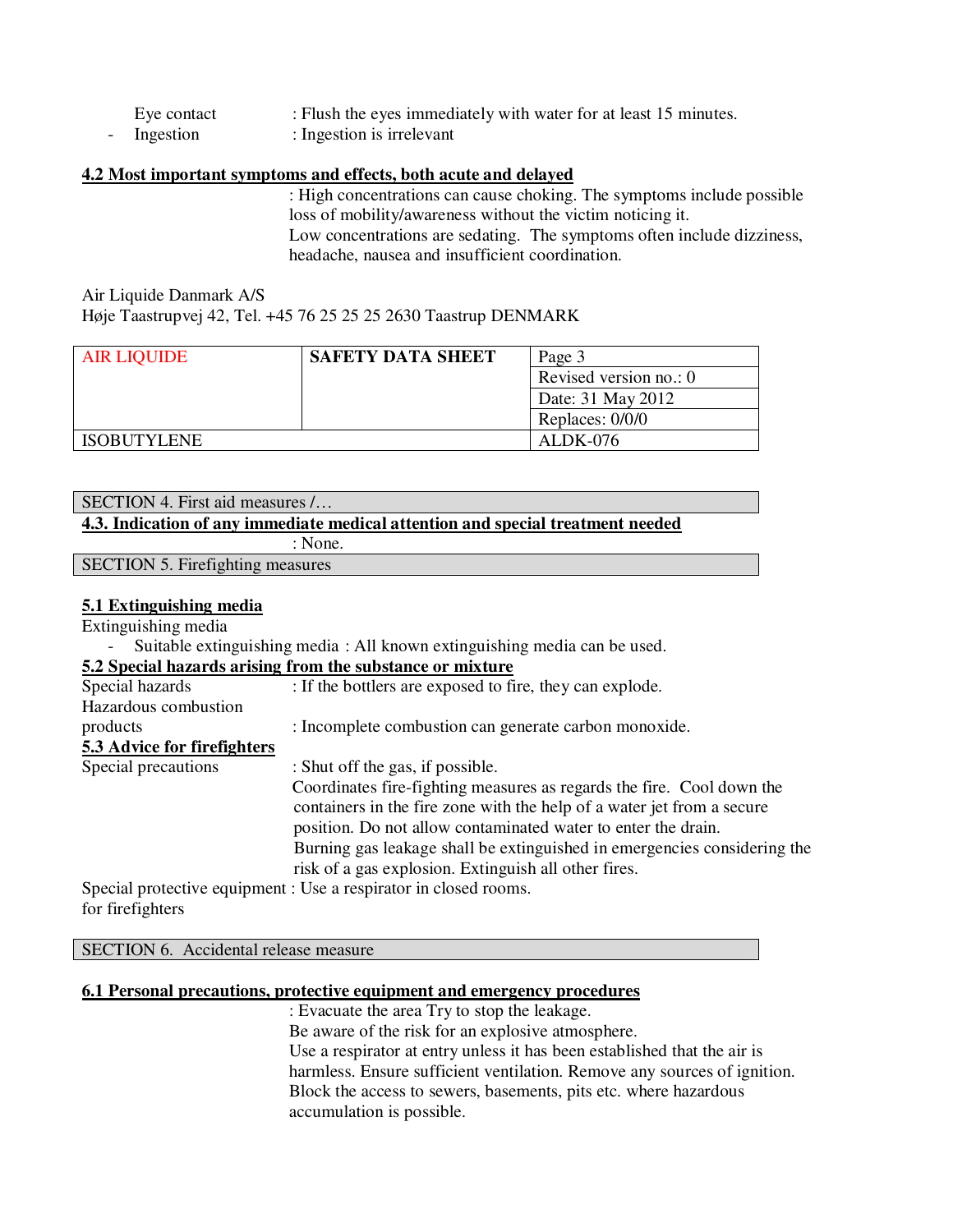Eye contact : Flush the eyes immediately with water for at least 15 minutes.
- Ingestion : Ingestion is irrelevant

**4.2 Most important symptoms and effects, both acute and delayed**

: High concentrations can cause choking. The symptoms include possible loss of mobility/awareness without the victim noticing it.
Low concentrations are sedating. The symptoms often include dizziness, headache, nausea and insufficient coordination.

SECTION 4. First aid measures /…

**4.3. Indication of any immediate medical attention and special treatment needed**

: None.

SECTION 5. Firefighting measures

**5.1 Extinguishing media**

Extinguishing media
- Suitable extinguishing media : All known extinguishing media can be used.

**5.2 Special hazards arising from the substance or mixture**

Special hazards : If the bottlers are exposed to fire, they can explode.
Hazardous combustion products : Incomplete combustion can generate carbon monoxide.

**5.3 Advice for firefighters**

Special precautions : Shut off the gas, if possible.
Coordinates fire-fighting measures as regards the fire. Cool down the containers in the fire zone with the help of a water jet from a secure position. Do not allow contaminated water to enter the drain.
Burning gas leakage shall be extinguished in emergencies considering the risk of a gas explosion. Extinguish all other fires.
Special protective equipment for firefighters : Use a respirator in closed rooms.

SECTION 6. Accidental release measure

**6.1 Personal precautions, protective equipment and emergency procedures**

: Evacuate the area Try to stop the leakage.
Be aware of the risk for an explosive atmosphere.
Use a respirator at entry unless it has been established that the air is harmless. Ensure sufficient ventilation. Remove any sources of ignition.
Block the access to sewers, basements, pits etc. where hazardous accumulation is possible.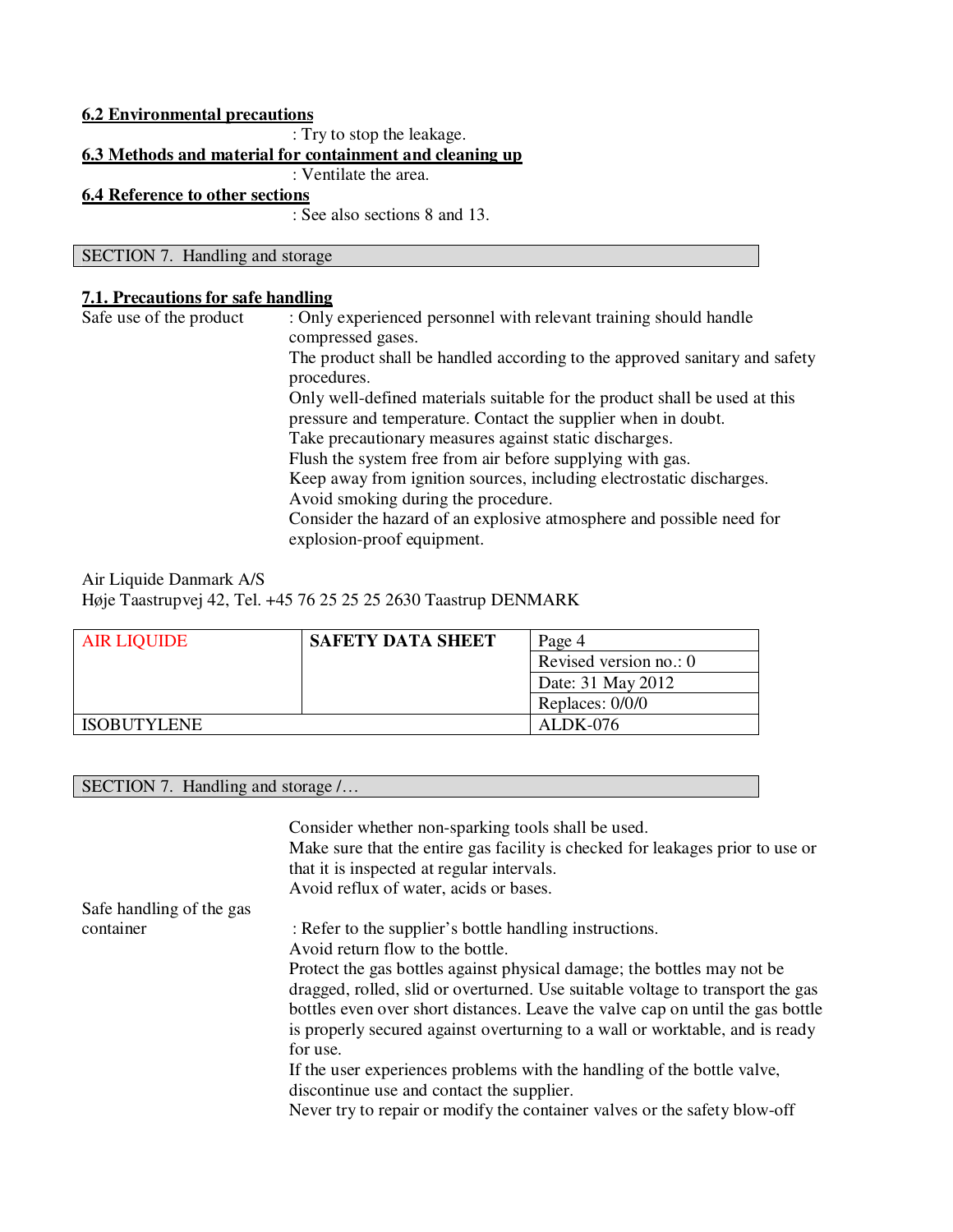**6.2 Environmental precautions**

: Try to stop the leakage.

**6.3 Methods and material for containment and cleaning up**

: Ventilate the area.

**6.4 Reference to other sections**

: See also sections 8 and 13.

## SECTION 7. Handling and storage

**7.1. Precautions for safe handling**

Safe use of the product : Only experienced personnel with relevant training should handle compressed gases.
The product shall be handled according to the approved sanitary and safety procedures.
Only well-defined materials suitable for the product shall be used at this pressure and temperature. Contact the supplier when in doubt.
Take precautionary measures against static discharges.
Flush the system free from air before supplying with gas.
Keep away from ignition sources, including electrostatic discharges.
Avoid smoking during the procedure.
Consider the hazard of an explosive atmosphere and possible need for explosion-proof equipment.

Air Liquide Danmark A/S
Høje Taastrupvej 42, Tel. +45 76 25 25 25 2630 Taastrup DENMARK

| AIR LIQUIDE | SAFETY DATA SHEET | Page 4 |
|---|---|---|
| | | Revised version no.: 0 |
| | | Date: 31 May 2012 |
| | | Replaces: 0/0/0 |
| ISOBUTYLENE | | ALDK-076 |

## SECTION 7. Handling and storage /…

Consider whether non-sparking tools shall be used.
Make sure that the entire gas facility is checked for leakages prior to use or that it is inspected at regular intervals.
Avoid reflux of water, acids or bases.

Safe handling of the gas container : Refer to the supplier's bottle handling instructions.
Avoid return flow to the bottle.
Protect the gas bottles against physical damage; the bottles may not be dragged, rolled, slid or overturned. Use suitable voltage to transport the gas bottles even over short distances. Leave the valve cap on until the gas bottle is properly secured against overturning to a wall or worktable, and is ready for use.
If the user experiences problems with the handling of the bottle valve, discontinue use and contact the supplier.
Never try to repair or modify the container valves or the safety blow-off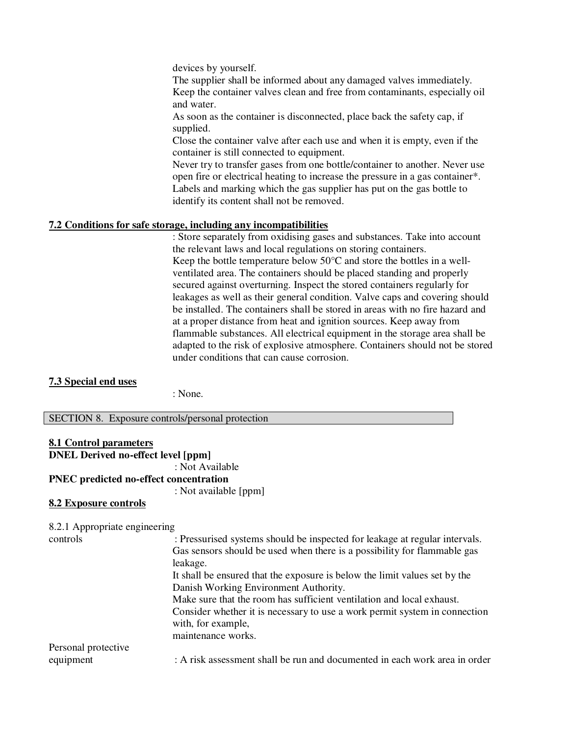devices by yourself.
The supplier shall be informed about any damaged valves immediately.
Keep the container valves clean and free from contaminants, especially oil and water.
As soon as the container is disconnected, place back the safety cap, if supplied.
Close the container valve after each use and when it is empty, even if the container is still connected to equipment.
Never try to transfer gases from one bottle/container to another. Never use open fire or electrical heating to increase the pressure in a gas container*.
Labels and marking which the gas supplier has put on the gas bottle to identify its content shall not be removed.

**7.2 Conditions for safe storage, including any incompatibilities**

: Store separately from oxidising gases and substances. Take into account the relevant laws and local regulations on storing containers.
Keep the bottle temperature below 50°C and store the bottles in a well-ventilated area. The containers should be placed standing and properly secured against overturning. Inspect the stored containers regularly for leakages as well as their general condition. Valve caps and covering should be installed. The containers shall be stored in areas with no fire hazard and at a proper distance from heat and ignition sources. Keep away from flammable substances. All electrical equipment in the storage area shall be adapted to the risk of explosive atmosphere. Containers should not be stored under conditions that can cause corrosion.

**7.3 Special end uses**

: None.

## SECTION 8. Exposure controls/personal protection

**8.1 Control parameters**

**DNEL Derived no-effect level [ppm]**

: Not Available

**PNEC predicted no-effect concentration**

: Not available [ppm]

**8.2 Exposure controls**

8.2.1 Appropriate engineering controls : Pressurised systems should be inspected for leakage at regular intervals.
Gas sensors should be used when there is a possibility for flammable gas leakage.
It shall be ensured that the exposure is below the limit values set by the Danish Working Environment Authority.
Make sure that the room has sufficient ventilation and local exhaust.
Consider whether it is necessary to use a work permit system in connection with, for example,
maintenance works.

Personal protective equipment : A risk assessment shall be run and documented in each work area in order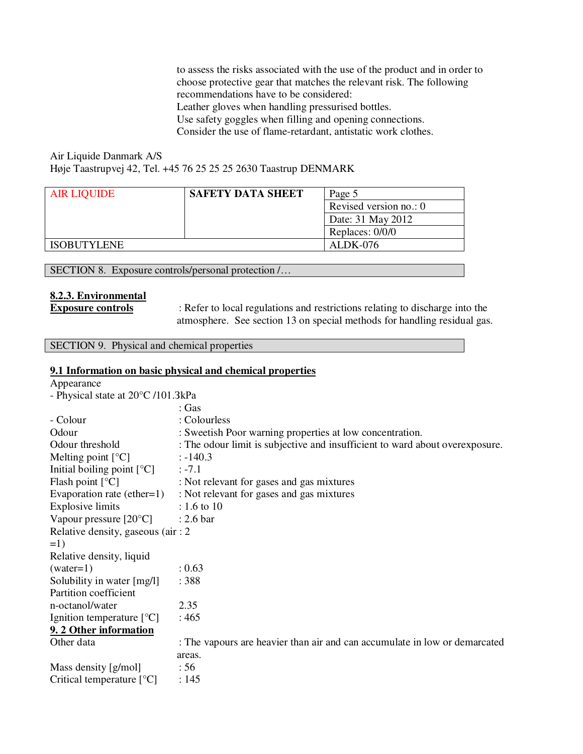to assess the risks associated with the use of the product and in order to choose protective gear that matches the relevant risk. The following recommendations have to be considered:
Leather gloves when handling pressurised bottles.
Use safety goggles when filling and opening connections.
Consider the use of flame-retardant, antistatic work clothes.

Air Liquide Danmark A/S
Høje Taastrupvej 42, Tel. +45 76 25 25 25 2630 Taastrup DENMARK

| AIR LIQUIDE | SAFETY DATA SHEET | Page 5 |
|---|---|---|
| | | Revised version no.: 0 |
| | | Date: 31 May 2012 |
| | | Replaces: 0/0/0 |
| ISOBUTYLENE | | ALDK-076 |

## SECTION 8. Exposure controls/personal protection /…

**8.2.3. Environmental Exposure controls** : Refer to local regulations and restrictions relating to discharge into the atmosphere. See section 13 on special methods for handling residual gas.

## SECTION 9. Physical and chemical properties

**9.1 Information on basic physical and chemical properties**

| | |
|---|---|
| Appearance | |
| - Physical state at 20°C /101.3kPa | : Gas |
| - Colour | : Colourless |
| Odour | : Sweetish Poor warning properties at low concentration. |
| Odour threshold | : The odour limit is subjective and insufficient to ward about overexposure. |
| Melting point [°C] | : -140.3 |
| Initial boiling point [°C] | : -7.1 |
| Flash point [°C] | : Not relevant for gases and gas mixtures |
| Evaporation rate (ether=1) | : Not relevant for gases and gas mixtures |
| Explosive limits | : 1.6 to 10 |
| Vapour pressure [20°C] | : 2.6 bar |
| Relative density, gaseous (air =1) | : 2 |
| Relative density, liquid (water=1) | : 0.63 |
| Solubility in water [mg/l] | : 388 |
| Partition coefficient n-octanol/water | 2.35 |
| Ignition temperature [°C] | : 465 |

**9. 2 Other information**

| | |
|---|---|
| Other data | : The vapours are heavier than air and can accumulate in low or demarcated areas. |
| Mass density [g/mol] | : 56 |
| Critical temperature [°C] | : 145 |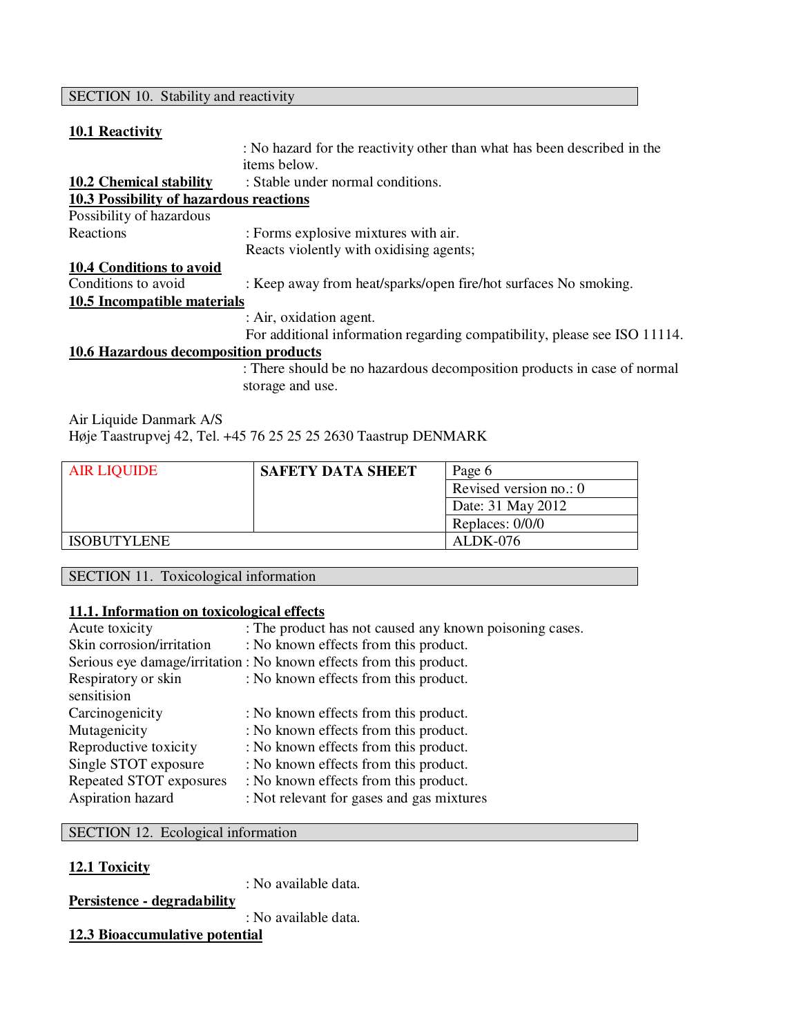## SECTION 10. Stability and reactivity

**10.1 Reactivity**

: No hazard for the reactivity other than what has been described in the items below.

**10.2 Chemical stability** : Stable under normal conditions.

**10.3 Possibility of hazardous reactions**

Possibility of hazardous Reactions : Forms explosive mixtures with air.
Reacts violently with oxidising agents;

**10.4 Conditions to avoid**

Conditions to avoid : Keep away from heat/sparks/open fire/hot surfaces No smoking.

**10.5 Incompatible materials**

: Air, oxidation agent.
For additional information regarding compatibility, please see ISO 11114.

**10.6 Hazardous decomposition products**

: There should be no hazardous decomposition products in case of normal storage and use.

## SECTION 11. Toxicological information

**11.1. Information on toxicological effects**

| | |
|---|---|
| Acute toxicity | : The product has not caused any known poisoning cases. |
| Skin corrosion/irritation | : No known effects from this product. |
| Serious eye damage/irritation | : No known effects from this product. |
| Respiratory or skin sensitision | : No known effects from this product. |
| Carcinogenicity | : No known effects from this product. |
| Mutagenicity | : No known effects from this product. |
| Reproductive toxicity | : No known effects from this product. |
| Single STOT exposure | : No known effects from this product. |
| Repeated STOT exposures | : No known effects from this product. |
| Aspiration hazard | : Not relevant for gases and gas mixtures |

## SECTION 12. Ecological information

**12.1 Toxicity**

: No available data.

**Persistence - degradability**

: No available data.

**12.3 Bioaccumulative potential**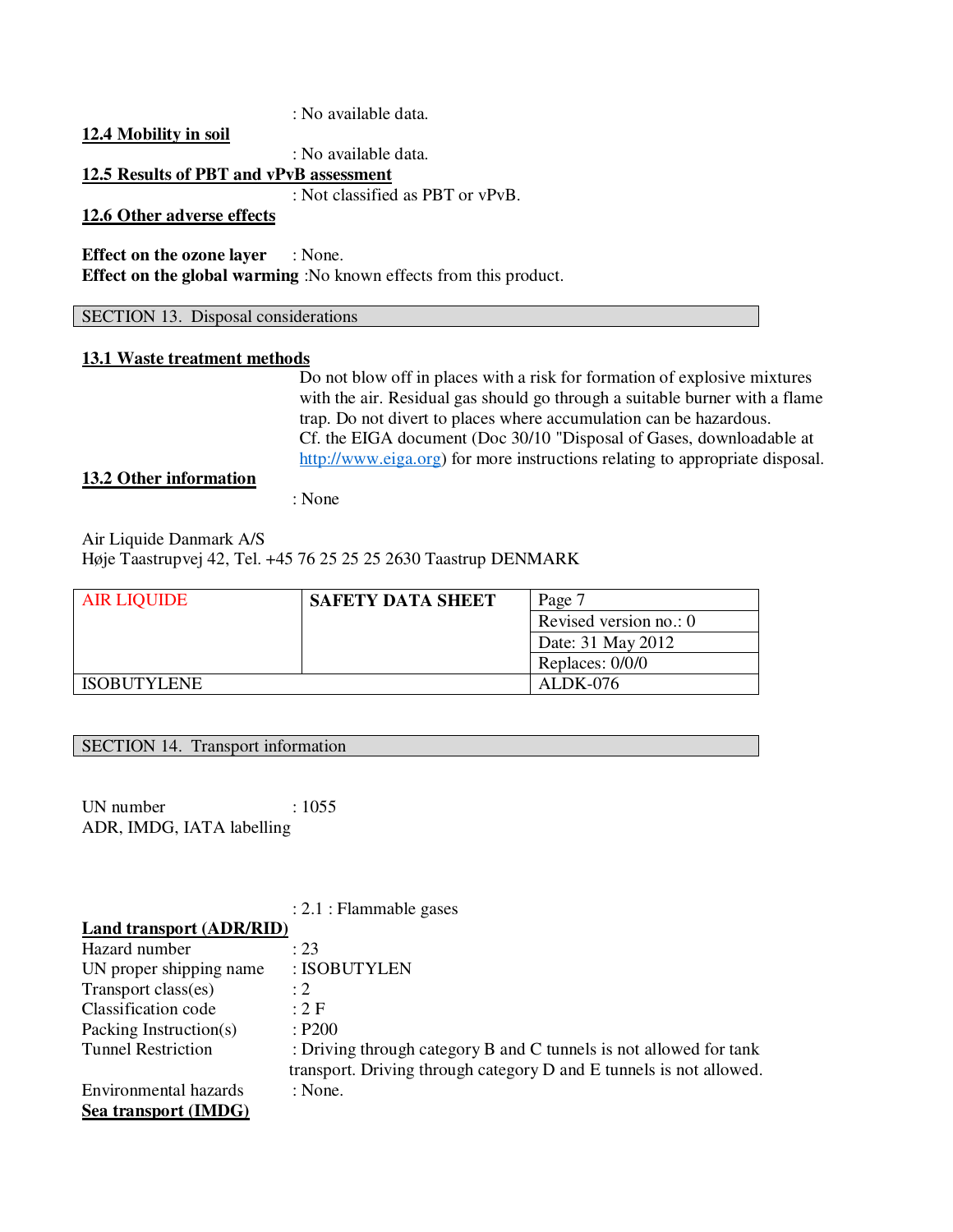: No available data.

**12.4 Mobility in soil**

: No available data.

**12.5 Results of PBT and vPvB assessment**

: Not classified as PBT or vPvB.

**12.6 Other adverse effects**

**Effect on the ozone layer** : None.
**Effect on the global warming** :No known effects from this product.

## SECTION 13. Disposal considerations

**13.1 Waste treatment methods**

Do not blow off in places with a risk for formation of explosive mixtures with the air. Residual gas should go through a suitable burner with a flame trap. Do not divert to places where accumulation can be hazardous.
Cf. the EIGA document (Doc 30/10 "Disposal of Gases, downloadable at http://www.eiga.org) for more instructions relating to appropriate disposal.

**13.2 Other information**

: None

Air Liquide Danmark A/S
Høje Taastrupvej 42, Tel. +45 76 25 25 25 2630 Taastrup DENMARK

## SECTION 14. Transport information

UN number : 1055
ADR, IMDG, IATA labelling

: 2.1 : Flammable gases

**Land transport (ADR/RID)**

Hazard number : 23
UN proper shipping name : ISOBUTYLEN
Transport class(es) : 2
Classification code : 2 F
Packing Instruction(s) : P200
Tunnel Restriction : Driving through category B and C tunnels is not allowed for tank transport. Driving through category D and E tunnels is not allowed.
Environmental hazards : None.

**Sea transport (IMDG)**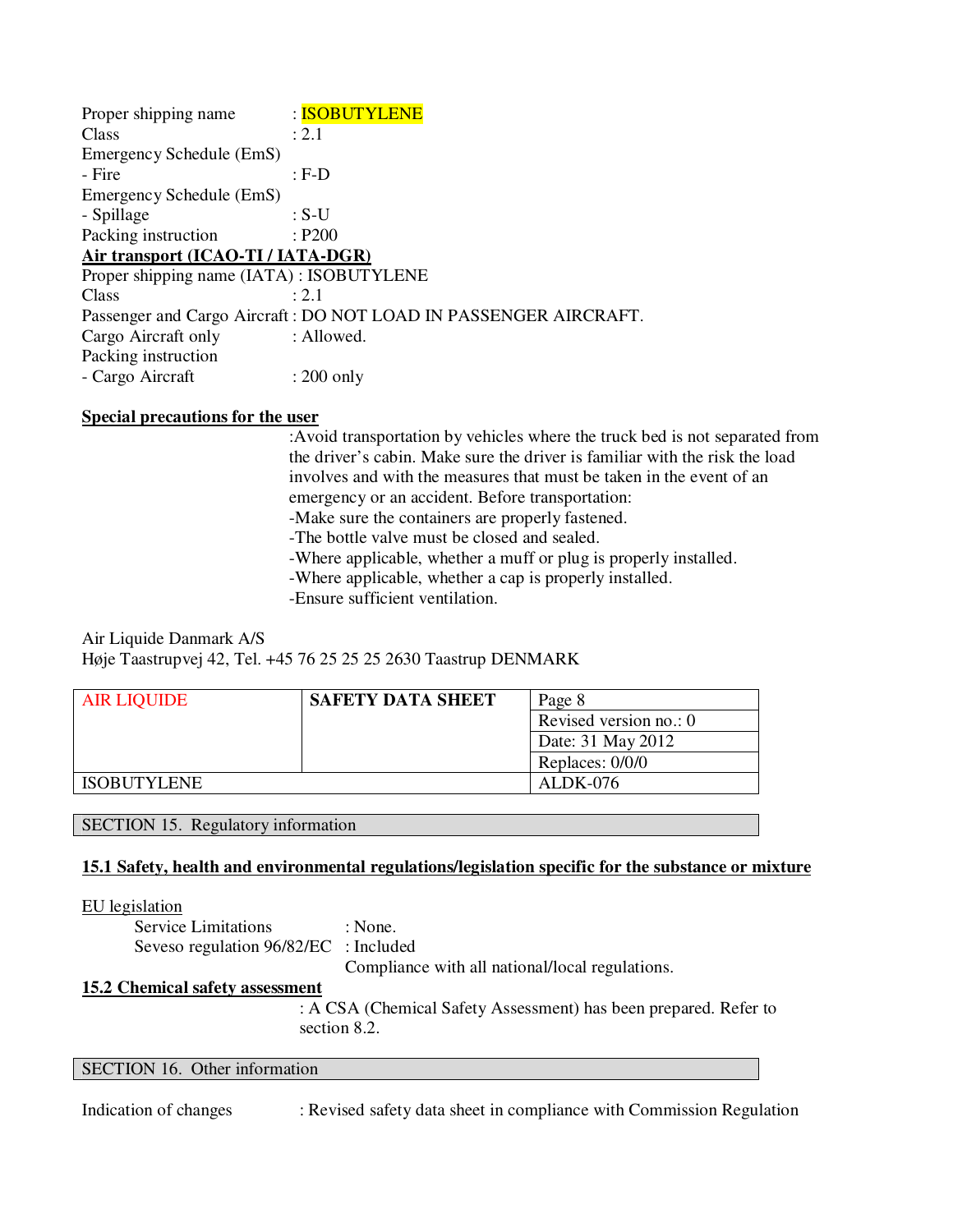Proper shipping name : ISOBUTYLENE
Class : 2.1
Emergency Schedule (EmS)
- Fire : F-D
Emergency Schedule (EmS)
- Spillage : S-U
Packing instruction : P200

**Air transport (ICAO-TI / IATA-DGR)**

Proper shipping name (IATA) : ISOBUTYLENE
Class : 2.1
Passenger and Cargo Aircraft : DO NOT LOAD IN PASSENGER AIRCRAFT.
Cargo Aircraft only : Allowed.
Packing instruction
- Cargo Aircraft : 200 only

**Special precautions for the user**

:Avoid transportation by vehicles where the truck bed is not separated from the driver's cabin. Make sure the driver is familiar with the risk the load involves and with the measures that must be taken in the event of an emergency or an accident. Before transportation:
-Make sure the containers are properly fastened.
-The bottle valve must be closed and sealed.
-Where applicable, whether a muff or plug is properly installed.
-Where applicable, whether a cap is properly installed.
-Ensure sufficient ventilation.

Air Liquide Danmark A/S
Høje Taastrupvej 42, Tel. +45 76 25 25 25 2630 Taastrup DENMARK

| AIR LIQUIDE | SAFETY DATA SHEET | Page 8 |
|---|---|---|
| | | Revised version no.: 0 |
| | | Date: 31 May 2012 |
| | | Replaces: 0/0/0 |
| ISOBUTYLENE | | ALDK-076 |

## SECTION 15. Regulatory information

**15.1 Safety, health and environmental regulations/legislation specific for the substance or mixture**

EU legislation

Service Limitations : None.
Seveso regulation 96/82/EC : Included
Compliance with all national/local regulations.

**15.2 Chemical safety assessment**

: A CSA (Chemical Safety Assessment) has been prepared. Refer to section 8.2.

## SECTION 16. Other information

Indication of changes : Revised safety data sheet in compliance with Commission Regulation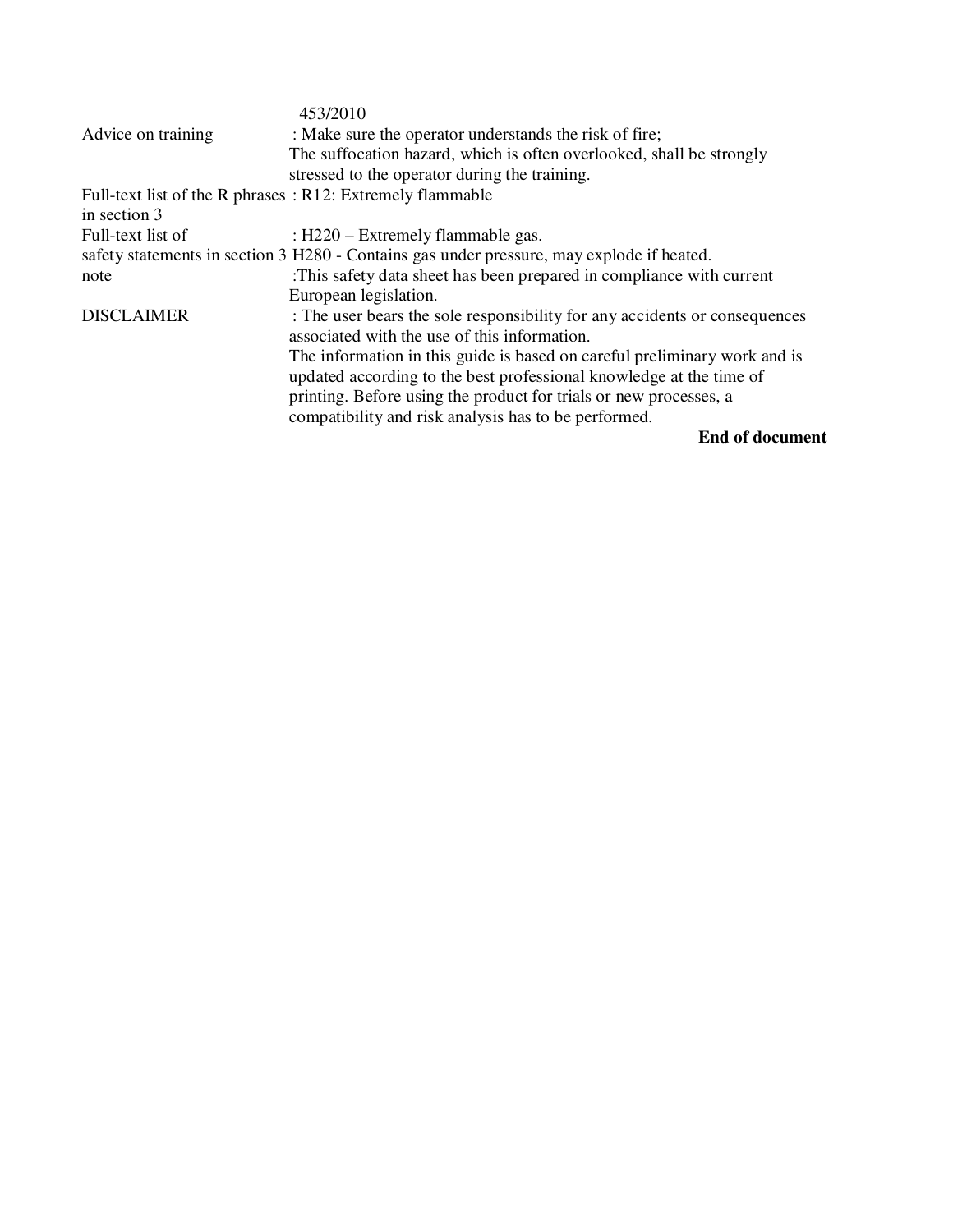| | |
|---|---|
| | 453/2010 |
| Advice on training | : Make sure the operator understands the risk of fire; The suffocation hazard, which is often overlooked, shall be strongly stressed to the operator during the training. |
| Full-text list of the R phrases in section 3 | : R12: Extremely flammable |
| Full-text list of safety statements in section 3 | : H220 – Extremely flammable gas. H280 - Contains gas under pressure, may explode if heated. |
| note | :This safety data sheet has been prepared in compliance with current European legislation. |
| DISCLAIMER | : The user bears the sole responsibility for any accidents or consequences associated with the use of this information. The information in this guide is based on careful preliminary work and is updated according to the best professional knowledge at the time of printing. Before using the product for trials or new processes, a compatibility and risk analysis has to be performed. |

**End of document**